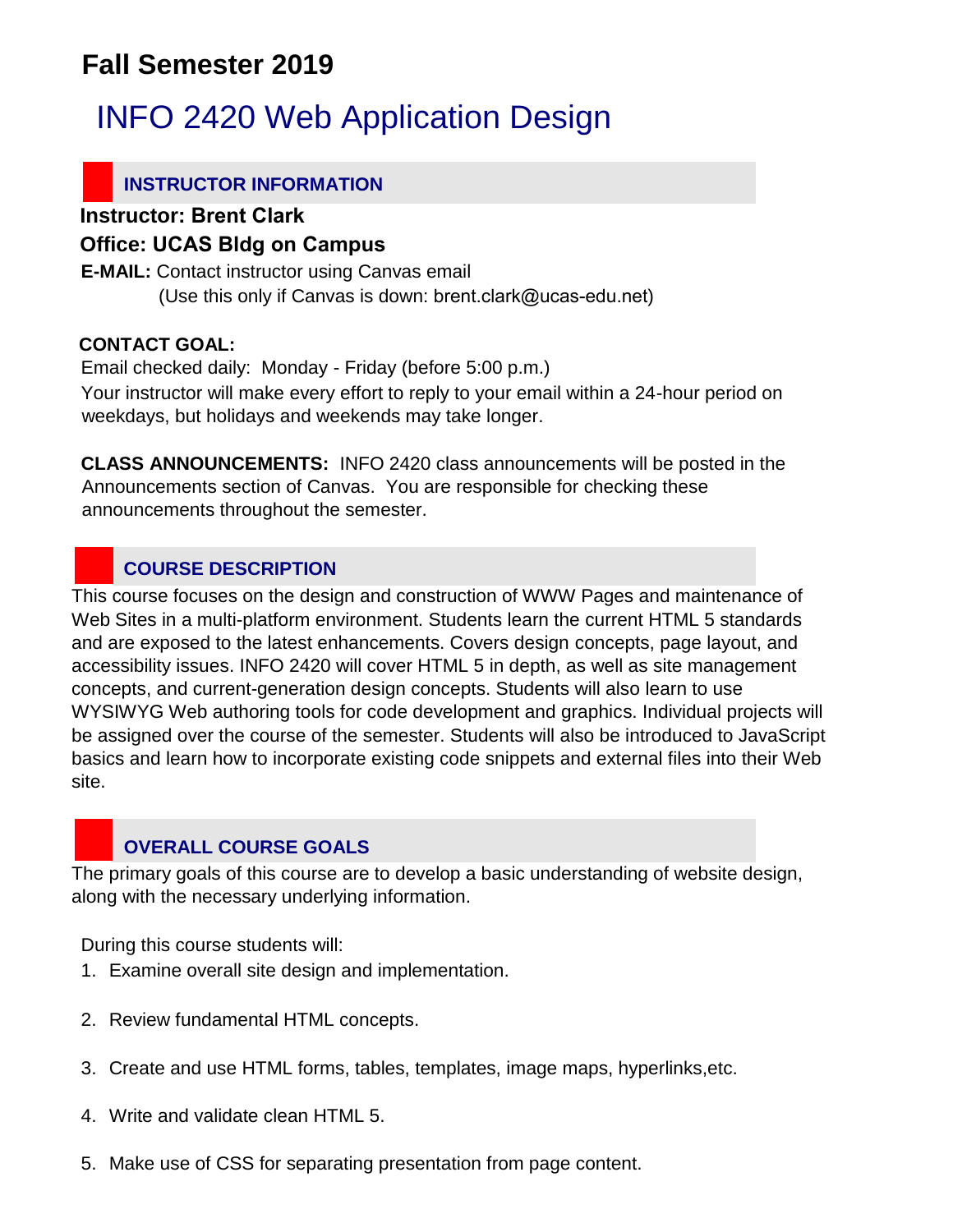# Fall Semester 2019

# INFO 2420 Web Application Design

## INSTRUCTOR INFORMATION

**Instructor: Brent Clark**

**Office: UCAS Bldg on Campus**

**E-MAIL:** Contact instructor using Canvas email
(Use this only if Canvas is down: brent.clark@ucas-edu.net)

**CONTACT GOAL:**
Email checked daily: Monday - Friday (before 5:00 p.m.)
Your instructor will make every effort to reply to your email within a 24-hour period on weekdays, but holidays and weekends may take longer.

**CLASS ANNOUNCEMENTS:** INFO 2420 class announcements will be posted in the Announcements section of Canvas. You are responsible for checking these announcements throughout the semester.

## COURSE DESCRIPTION

This course focuses on the design and construction of WWW Pages and maintenance of Web Sites in a multi-platform environment. Students learn the current HTML 5 standards and are exposed to the latest enhancements. Covers design concepts, page layout, and accessibility issues. INFO 2420 will cover HTML 5 in depth, as well as site management concepts, and current-generation design concepts. Students will also learn to use WYSIWYG Web authoring tools for code development and graphics. Individual projects will be assigned over the course of the semester. Students will also be introduced to JavaScript basics and learn how to incorporate existing code snippets and external files into their Web site.

## OVERALL COURSE GOALS

The primary goals of this course are to develop a basic understanding of website design, along with the necessary underlying information.

During this course students will:

1. Examine overall site design and implementation.
2. Review fundamental HTML concepts.
3. Create and use HTML forms, tables, templates, image maps, hyperlinks,etc.
4. Write and validate clean HTML 5.
5. Make use of CSS for separating presentation from page content.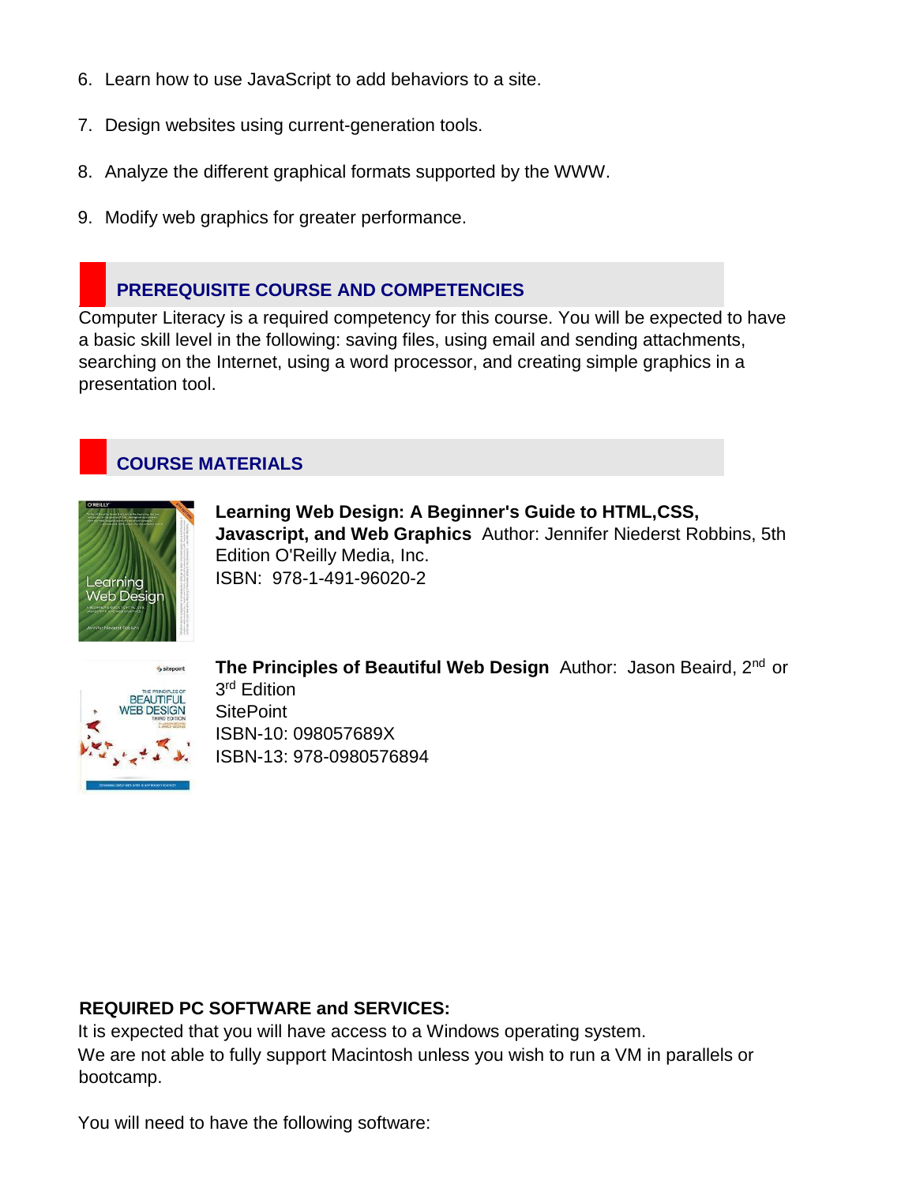6. Learn how to use JavaScript to add behaviors to a site.
7. Design websites using current-generation tools.
8. Analyze the different graphical formats supported by the WWW.
9. Modify web graphics for greater performance.

## PREREQUISITE COURSE AND COMPETENCIES

Computer Literacy is a required competency for this course. You will be expected to have a basic skill level in the following: saving files, using email and sending attachments, searching on the Internet, using a word processor, and creating simple graphics in a presentation tool.

## COURSE MATERIALS

**Learning Web Design: A Beginner's Guide to HTML,CSS, Javascript, and Web Graphics** Author: Jennifer Niederst Robbins, 5th Edition O'Reilly Media, Inc.
ISBN: 978-1-491-96020-2

**The Principles of Beautiful Web Design** Author: Jason Beaird, 2nd or 3rd Edition
SitePoint
ISBN-10: 098057689X
ISBN-13: 978-0980576894

**REQUIRED PC SOFTWARE and SERVICES:**

It is expected that you will have access to a Windows operating system.
We are not able to fully support Macintosh unless you wish to run a VM in parallels or bootcamp.

You will need to have the following software: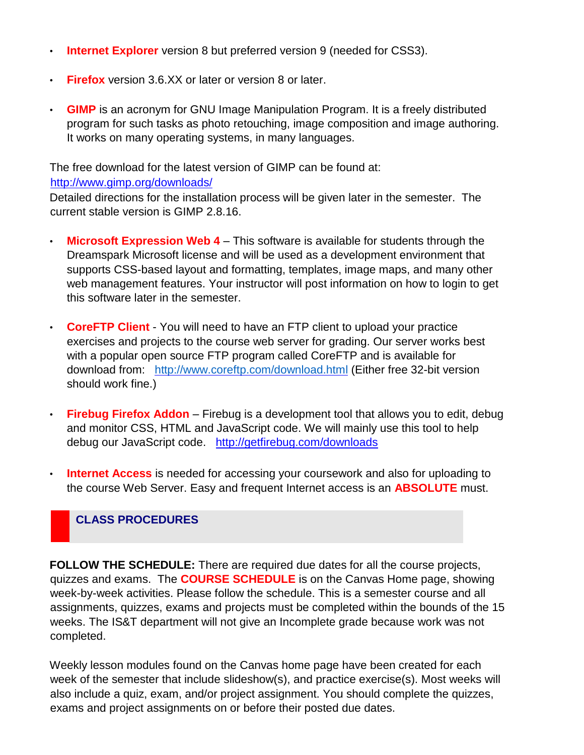- **Internet Explorer** version 8 but preferred version 9 (needed for CSS3).
- **Firefox** version 3.6.XX or later or version 8 or later.
- **GIMP** is an acronym for GNU Image Manipulation Program. It is a freely distributed program for such tasks as photo retouching, image composition and image authoring. It works on many operating systems, in many languages.

The free download for the latest version of GIMP can be found at: http://www.gimp.org/downloads/
Detailed directions for the installation process will be given later in the semester. The current stable version is GIMP 2.8.16.

- **Microsoft Expression Web 4** – This software is available for students through the Dreamspark Microsoft license and will be used as a development environment that supports CSS-based layout and formatting, templates, image maps, and many other web management features. Your instructor will post information on how to login to get this software later in the semester.
- **CoreFTP Client** - You will need to have an FTP client to upload your practice exercises and projects to the course web server for grading. Our server works best with a popular open source FTP program called CoreFTP and is available for download from: http://www.coreftp.com/download.html (Either free 32-bit version should work fine.)
- **Firebug Firefox Addon** – Firebug is a development tool that allows you to edit, debug and monitor CSS, HTML and JavaScript code. We will mainly use this tool to help debug our JavaScript code. http://getfirebug.com/downloads
- **Internet Access** is needed for accessing your coursework and also for uploading to the course Web Server. Easy and frequent Internet access is an **ABSOLUTE** must.

## CLASS PROCEDURES

**FOLLOW THE SCHEDULE:** There are required due dates for all the course projects, quizzes and exams. The **COURSE SCHEDULE** is on the Canvas Home page, showing week-by-week activities. Please follow the schedule. This is a semester course and all assignments, quizzes, exams and projects must be completed within the bounds of the 15 weeks. The IS&T department will not give an Incomplete grade because work was not completed.

Weekly lesson modules found on the Canvas home page have been created for each week of the semester that include slideshow(s), and practice exercise(s). Most weeks will also include a quiz, exam, and/or project assignment. You should complete the quizzes, exams and project assignments on or before their posted due dates.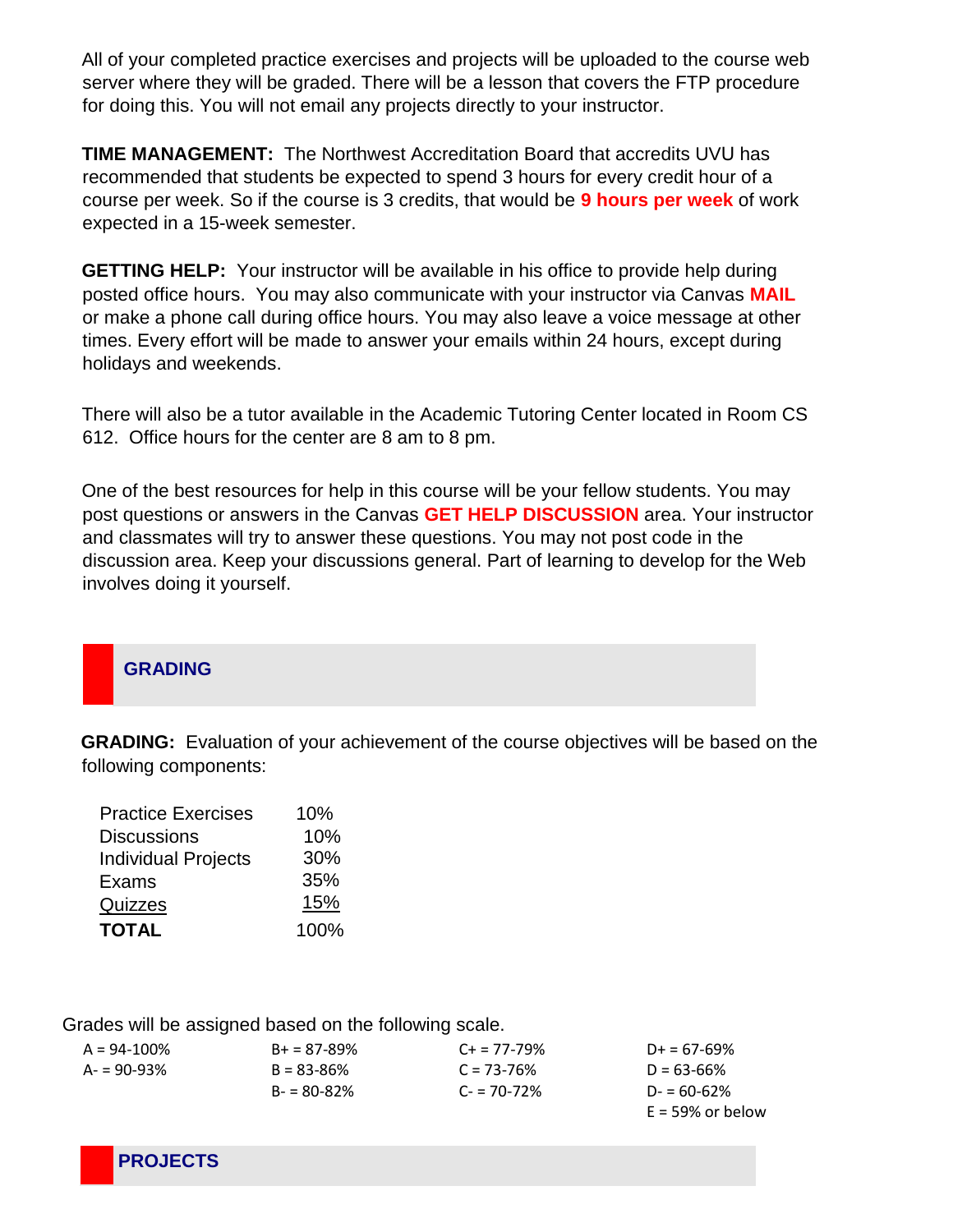All of your completed practice exercises and projects will be uploaded to the course web server where they will be graded. There will be a lesson that covers the FTP procedure for doing this. You will not email any projects directly to your instructor.

**TIME MANAGEMENT:** The Northwest Accreditation Board that accredits UVU has recommended that students be expected to spend 3 hours for every credit hour of a course per week. So if the course is 3 credits, that would be **9 hours per week** of work expected in a 15-week semester.

**GETTING HELP:** Your instructor will be available in his office to provide help during posted office hours. You may also communicate with your instructor via Canvas **MAIL** or make a phone call during office hours. You may also leave a voice message at other times. Every effort will be made to answer your emails within 24 hours, except during holidays and weekends.

There will also be a tutor available in the Academic Tutoring Center located in Room CS 612. Office hours for the center are 8 am to 8 pm.

One of the best resources for help in this course will be your fellow students. You may post questions or answers in the Canvas **GET HELP DISCUSSION** area. Your instructor and classmates will try to answer these questions. You may not post code in the discussion area. Keep your discussions general. Part of learning to develop for the Web involves doing it yourself.

## GRADING

**GRADING:** Evaluation of your achievement of the course objectives will be based on the following components:

| | |
|---|---|
| Practice Exercises | 10% |
| Discussions | 10% |
| Individual Projects | 30% |
| Exams | 35% |
| Quizzes | 15% |
| **TOTAL** | 100% |

Grades will be assigned based on the following scale.

| | | | |
|---|---|---|---|
| A = 94-100% | B+ = 87-89% | C+ = 77-79% | D+ = 67-69% |
| A- = 90-93% | B = 83-86% | C = 73-76% | D = 63-66% |
| | B- = 80-82% | C- = 70-72% | D- = 60-62% |
| | | | E = 59% or below |

## PROJECTS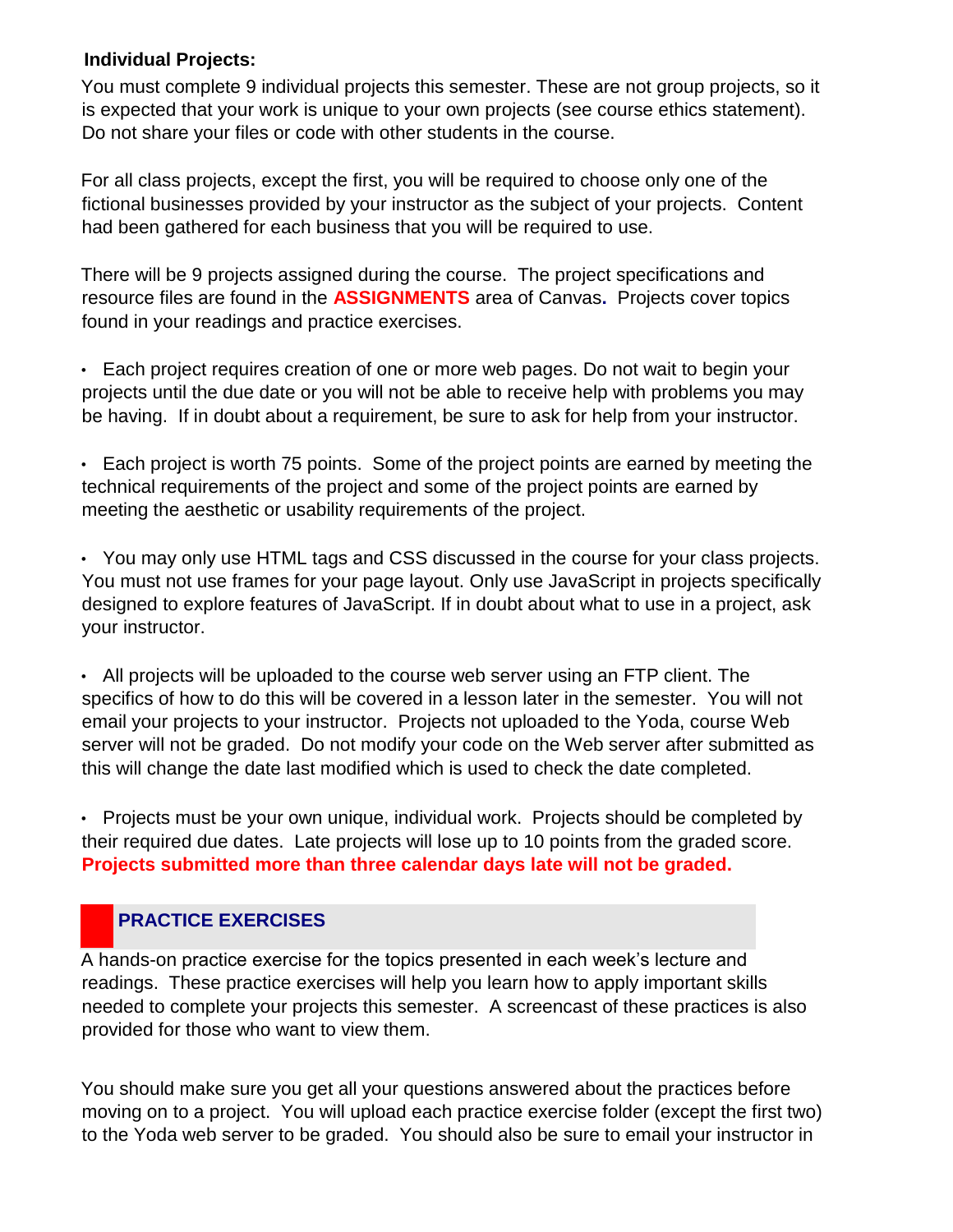**Individual Projects:**

You must complete 9 individual projects this semester. These are not group projects, so it is expected that your work is unique to your own projects (see course ethics statement). Do not share your files or code with other students in the course.

For all class projects, except the first, you will be required to choose only one of the fictional businesses provided by your instructor as the subject of your projects. Content had been gathered for each business that you will be required to use.

There will be 9 projects assigned during the course. The project specifications and resource files are found in the **ASSIGNMENTS** area of Canvas**.** Projects cover topics found in your readings and practice exercises.

- Each project requires creation of one or more web pages. Do not wait to begin your projects until the due date or you will not be able to receive help with problems you may be having. If in doubt about a requirement, be sure to ask for help from your instructor.

- Each project is worth 75 points. Some of the project points are earned by meeting the technical requirements of the project and some of the project points are earned by meeting the aesthetic or usability requirements of the project.

- You may only use HTML tags and CSS discussed in the course for your class projects. You must not use frames for your page layout. Only use JavaScript in projects specifically designed to explore features of JavaScript. If in doubt about what to use in a project, ask your instructor.

- All projects will be uploaded to the course web server using an FTP client. The specifics of how to do this will be covered in a lesson later in the semester. You will not email your projects to your instructor. Projects not uploaded to the Yoda, course Web server will not be graded. Do not modify your code on the Web server after submitted as this will change the date last modified which is used to check the date completed.

- Projects must be your own unique, individual work. Projects should be completed by their required due dates. Late projects will lose up to 10 points from the graded score. **Projects submitted more than three calendar days late will not be graded.**

## PRACTICE EXERCISES

A hands-on practice exercise for the topics presented in each week's lecture and readings. These practice exercises will help you learn how to apply important skills needed to complete your projects this semester. A screencast of these practices is also provided for those who want to view them.

You should make sure you get all your questions answered about the practices before moving on to a project. You will upload each practice exercise folder (except the first two) to the Yoda web server to be graded. You should also be sure to email your instructor in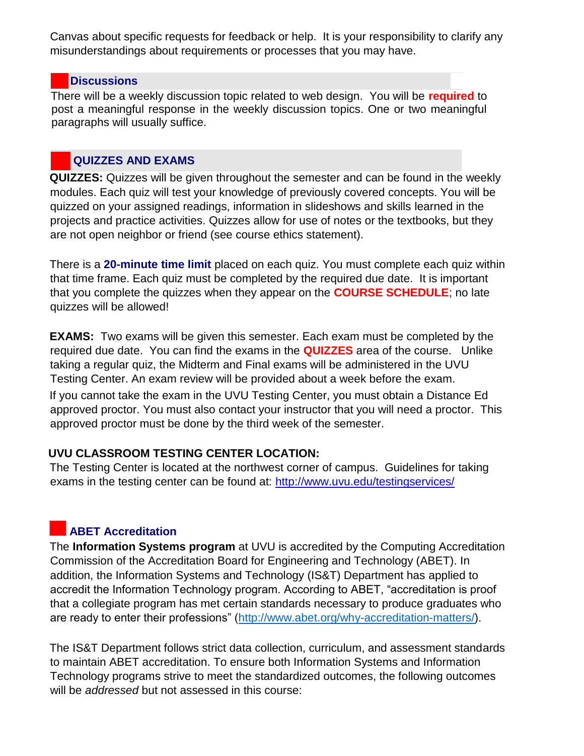Canvas about specific requests for feedback or help. It is your responsibility to clarify any misunderstandings about requirements or processes that you may have.

## Discussions

There will be a weekly discussion topic related to web design. You will be **required** to post a meaningful response in the weekly discussion topics. One or two meaningful paragraphs will usually suffice.

## QUIZZES AND EXAMS

**QUIZZES:** Quizzes will be given throughout the semester and can be found in the weekly modules. Each quiz will test your knowledge of previously covered concepts. You will be quizzed on your assigned readings, information in slideshows and skills learned in the projects and practice activities. Quizzes allow for use of notes or the textbooks, but they are not open neighbor or friend (see course ethics statement).

There is a **20-minute time limit** placed on each quiz. You must complete each quiz within that time frame. Each quiz must be completed by the required due date. It is important that you complete the quizzes when they appear on the **COURSE SCHEDULE**; no late quizzes will be allowed!

**EXAMS:** Two exams will be given this semester. Each exam must be completed by the required due date. You can find the exams in the **QUIZZES** area of the course. Unlike taking a regular quiz, the Midterm and Final exams will be administered in the UVU Testing Center. An exam review will be provided about a week before the exam.

If you cannot take the exam in the UVU Testing Center, you must obtain a Distance Ed approved proctor. You must also contact your instructor that you will need a proctor. This approved proctor must be done by the third week of the semester.

**UVU CLASSROOM TESTING CENTER LOCATION:**

The Testing Center is located at the northwest corner of campus. Guidelines for taking exams in the testing center can be found at: http://www.uvu.edu/testingservices/

## ABET Accreditation

The **Information Systems program** at UVU is accredited by the Computing Accreditation Commission of the Accreditation Board for Engineering and Technology (ABET). In addition, the Information Systems and Technology (IS&T) Department has applied to accredit the Information Technology program. According to ABET, "accreditation is proof that a collegiate program has met certain standards necessary to produce graduates who are ready to enter their professions" (http://www.abet.org/why-accreditation-matters/).

The IS&T Department follows strict data collection, curriculum, and assessment standards to maintain ABET accreditation. To ensure both Information Systems and Information Technology programs strive to meet the standardized outcomes, the following outcomes will be *addressed* but not assessed in this course: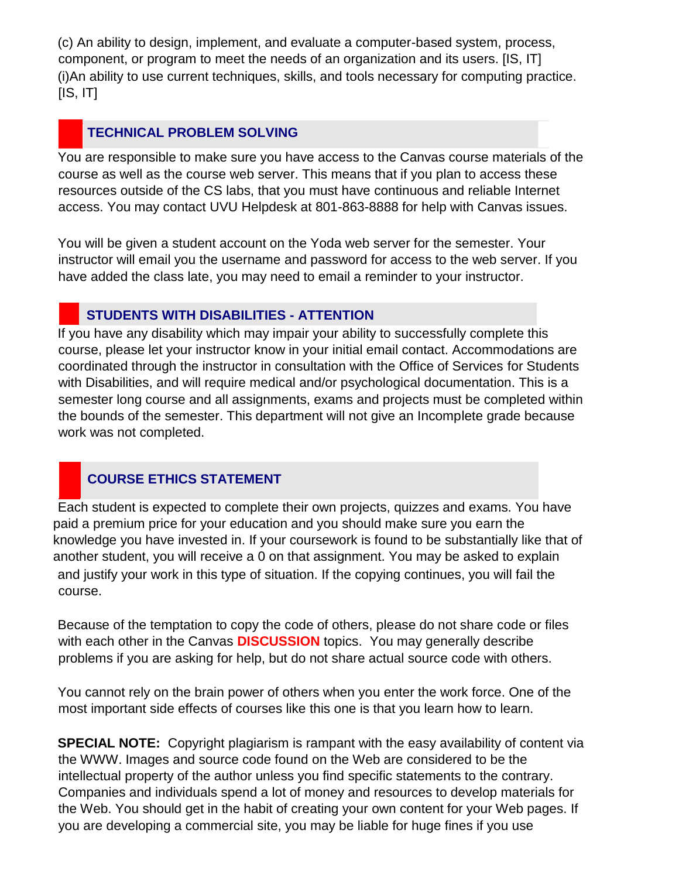(c) An ability to design, implement, and evaluate a computer-based system, process, component, or program to meet the needs of an organization and its users. [IS, IT]
(i)An ability to use current techniques, skills, and tools necessary for computing practice. [IS, IT]

## TECHNICAL PROBLEM SOLVING

You are responsible to make sure you have access to the Canvas course materials of the course as well as the course web server. This means that if you plan to access these resources outside of the CS labs, that you must have continuous and reliable Internet access. You may contact UVU Helpdesk at 801-863-8888 for help with Canvas issues.

You will be given a student account on the Yoda web server for the semester. Your instructor will email you the username and password for access to the web server. If you have added the class late, you may need to email a reminder to your instructor.

## STUDENTS WITH DISABILITIES - ATTENTION

If you have any disability which may impair your ability to successfully complete this course, please let your instructor know in your initial email contact. Accommodations are coordinated through the instructor in consultation with the Office of Services for Students with Disabilities, and will require medical and/or psychological documentation. This is a semester long course and all assignments, exams and projects must be completed within the bounds of the semester. This department will not give an Incomplete grade because work was not completed.

## COURSE ETHICS STATEMENT

Each student is expected to complete their own projects, quizzes and exams. You have paid a premium price for your education and you should make sure you earn the knowledge you have invested in. If your coursework is found to be substantially like that of another student, you will receive a 0 on that assignment. You may be asked to explain and justify your work in this type of situation. If the copying continues, you will fail the course.

Because of the temptation to copy the code of others, please do not share code or files with each other in the Canvas **DISCUSSION** topics. You may generally describe problems if you are asking for help, but do not share actual source code with others.

You cannot rely on the brain power of others when you enter the work force. One of the most important side effects of courses like this one is that you learn how to learn.

**SPECIAL NOTE:** Copyright plagiarism is rampant with the easy availability of content via the WWW. Images and source code found on the Web are considered to be the intellectual property of the author unless you find specific statements to the contrary. Companies and individuals spend a lot of money and resources to develop materials for the Web. You should get in the habit of creating your own content for your Web pages. If you are developing a commercial site, you may be liable for huge fines if you use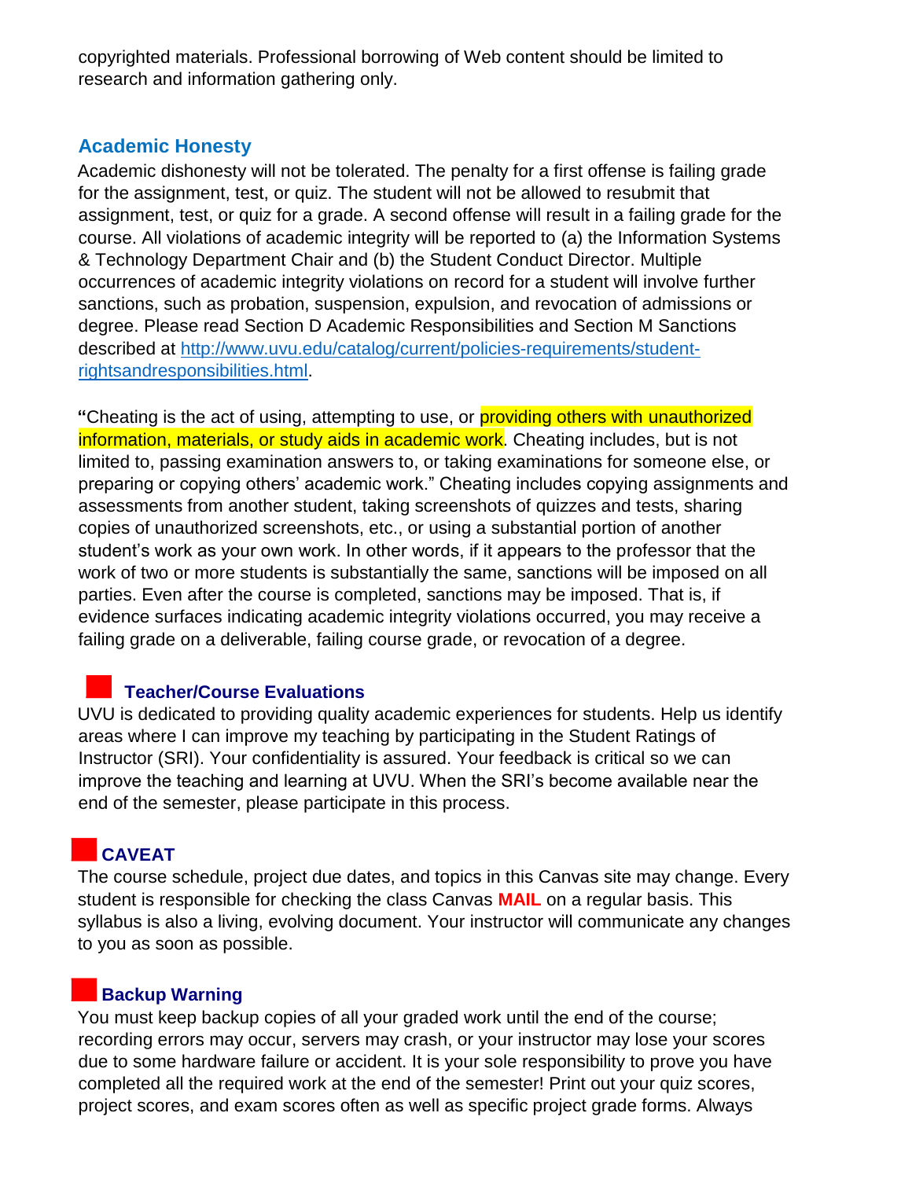copyrighted materials. Professional borrowing of Web content should be limited to research and information gathering only.

## Academic Honesty

Academic dishonesty will not be tolerated. The penalty for a first offense is failing grade for the assignment, test, or quiz. The student will not be allowed to resubmit that assignment, test, or quiz for a grade. A second offense will result in a failing grade for the course. All violations of academic integrity will be reported to (a) the Information Systems & Technology Department Chair and (b) the Student Conduct Director. Multiple occurrences of academic integrity violations on record for a student will involve further sanctions, such as probation, suspension, expulsion, and revocation of admissions or degree. Please read Section D Academic Responsibilities and Section M Sanctions described at [http://www.uvu.edu/catalog/current/policies-requirements/student-rightsandresponsibilities.html](http://www.uvu.edu/catalog/current/policies-requirements/student-rightsandresponsibilities.html).

"Cheating is the act of using, attempting to use, or providing others with unauthorized information, materials, or study aids in academic work. Cheating includes, but is not limited to, passing examination answers to, or taking examinations for someone else, or preparing or copying others' academic work." Cheating includes copying assignments and assessments from another student, taking screenshots of quizzes and tests, sharing copies of unauthorized screenshots, etc., or using a substantial portion of another student's work as your own work. In other words, if it appears to the professor that the work of two or more students is substantially the same, sanctions will be imposed on all parties. Even after the course is completed, sanctions may be imposed. That is, if evidence surfaces indicating academic integrity violations occurred, you may receive a failing grade on a deliverable, failing course grade, or revocation of a degree.

## Teacher/Course Evaluations

UVU is dedicated to providing quality academic experiences for students. Help us identify areas where I can improve my teaching by participating in the Student Ratings of Instructor (SRI). Your confidentiality is assured. Your feedback is critical so we can improve the teaching and learning at UVU. When the SRI's become available near the end of the semester, please participate in this process.

## CAVEAT

The course schedule, project due dates, and topics in this Canvas site may change. Every student is responsible for checking the class Canvas **MAIL** on a regular basis. This syllabus is also a living, evolving document. Your instructor will communicate any changes to you as soon as possible.

## Backup Warning

You must keep backup copies of all your graded work until the end of the course; recording errors may occur, servers may crash, or your instructor may lose your scores due to some hardware failure or accident. It is your sole responsibility to prove you have completed all the required work at the end of the semester! Print out your quiz scores, project scores, and exam scores often as well as specific project grade forms. Always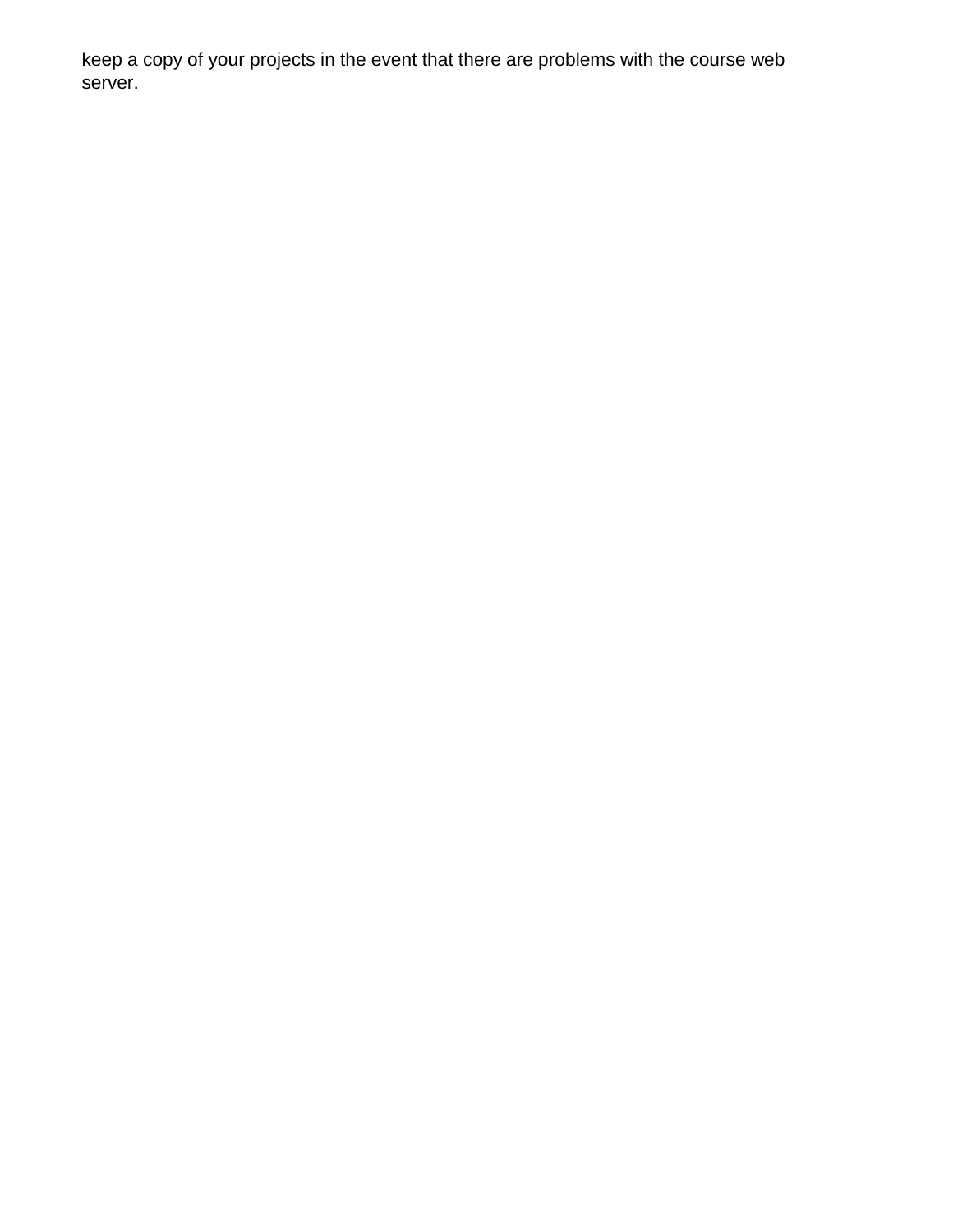keep a copy of your projects in the event that there are problems with the course web server.